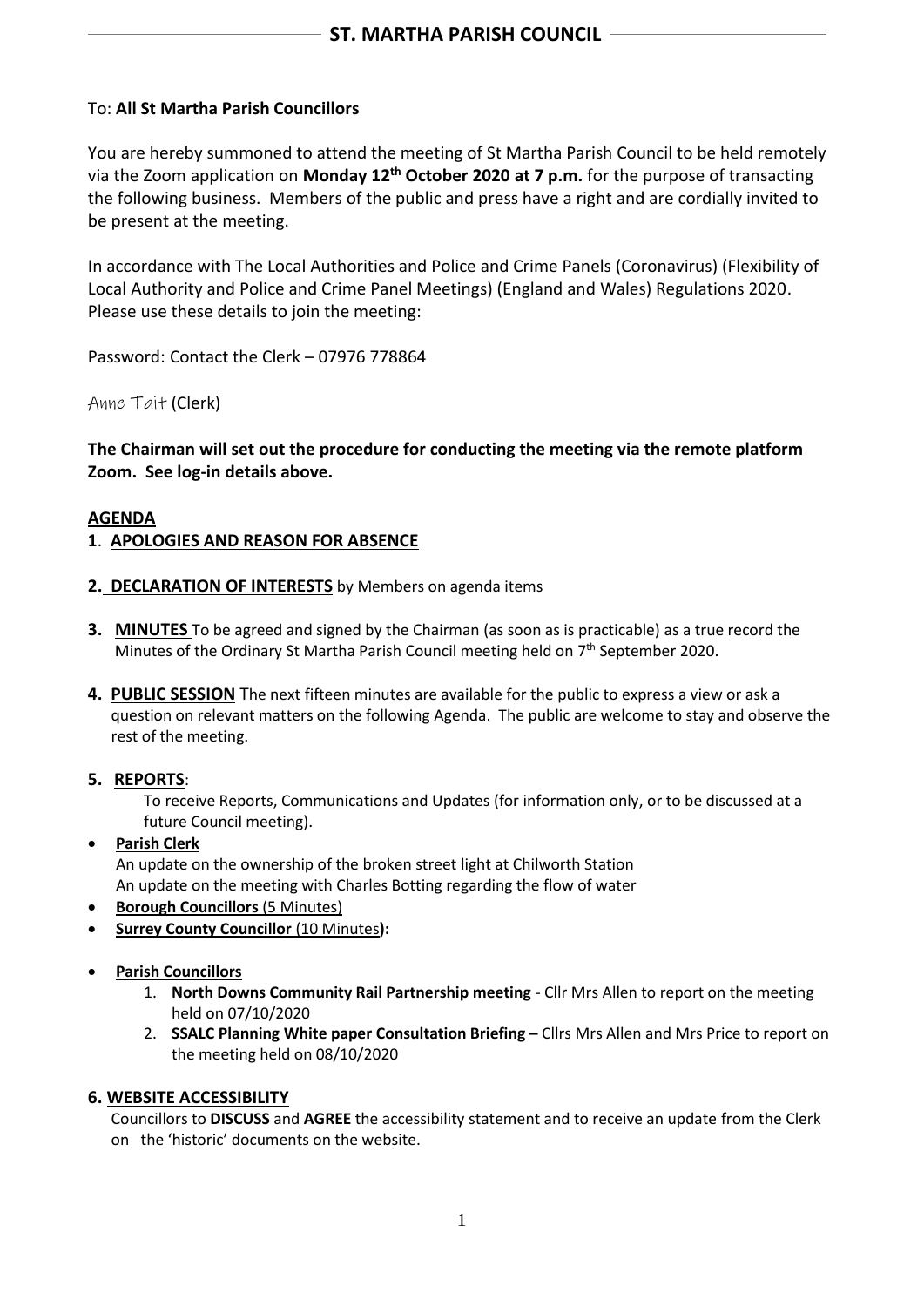# ST. MARTHA PARISH COUNCIL

To: **All St Martha Parish Councillors**

You are hereby summoned to attend the meeting of St Martha Parish Council to be held remotely via the Zoom application on **Monday 12th October 2020 at 7 p.m.** for the purpose of transacting the following business. Members of the public and press have a right and are cordially invited to be present at the meeting.

In accordance with The Local Authorities and Police and Crime Panels (Coronavirus) (Flexibility of Local Authority and Police and Crime Panel Meetings) (England and Wales) Regulations 2020. Please use these details to join the meeting:

Password: Contact the Clerk – 07976 778864

Anne Tait (Clerk)

**The Chairman will set out the procedure for conducting the meeting via the remote platform Zoom. See log-in details above.**

## AGENDA

**1. APOLOGIES AND REASON FOR ABSENCE**

**2. DECLARATION OF INTERESTS** by Members on agenda items

**3. MINUTES** To be agreed and signed by the Chairman (as soon as is practicable) as a true record the Minutes of the Ordinary St Martha Parish Council meeting held on 7th September 2020.

**4. PUBLIC SESSION** The next fifteen minutes are available for the public to express a view or ask a question on relevant matters on the following Agenda. The public are welcome to stay and observe the rest of the meeting.

**5. REPORTS**:

To receive Reports, Communications and Updates (for information only, or to be discussed at a future Council meeting).

- **Parish Clerk**
  An update on the ownership of the broken street light at Chilworth Station
  An update on the meeting with Charles Botting regarding the flow of water
- **Borough Councillors** (5 Minutes)
- **Surrey County Councillor** (10 Minutes)**:**
- **Parish Councillors**
  1. **North Downs Community Rail Partnership meeting** - Cllr Mrs Allen to report on the meeting held on 07/10/2020
  2. **SSALC Planning White paper Consultation Briefing –** Cllrs Mrs Allen and Mrs Price to report on the meeting held on 08/10/2020

**6. WEBSITE ACCESSIBILITY**

Councillors to **DISCUSS** and **AGREE** the accessibility statement and to receive an update from the Clerk on the 'historic' documents on the website.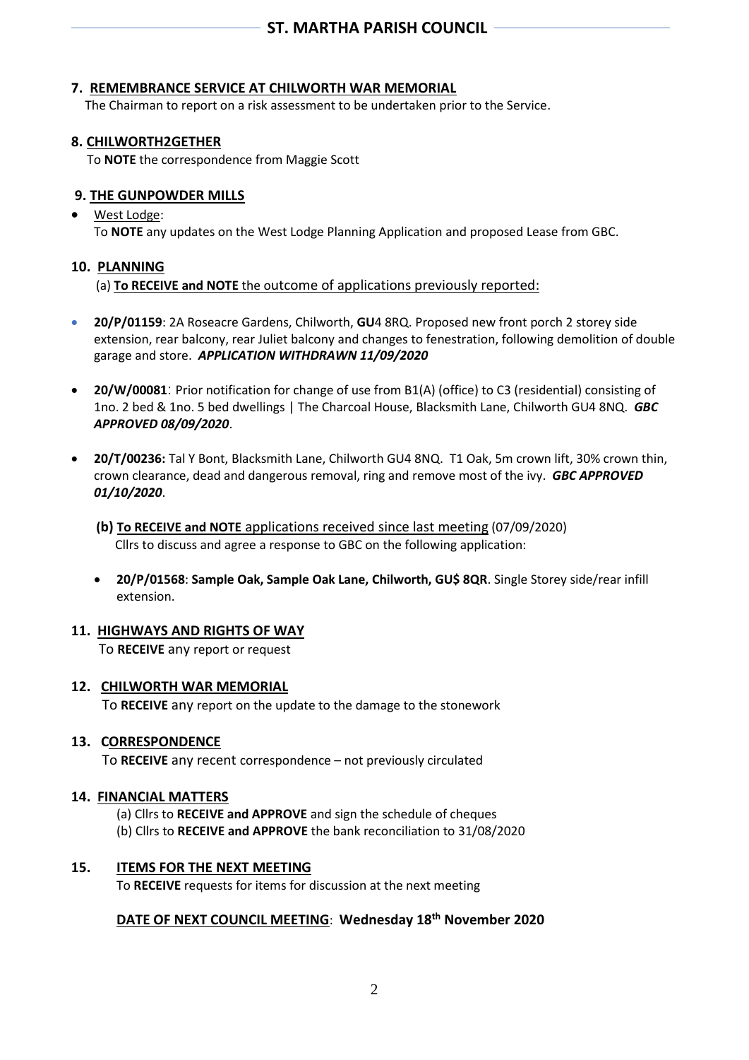## 7. REMEMBRANCE SERVICE AT CHILWORTH WAR MEMORIAL

The Chairman to report on a risk assessment to be undertaken prior to the Service.

## 8. CHILWORTH2GETHER

To **NOTE** the correspondence from Maggie Scott

## 9. THE GUNPOWDER MILLS

- West Lodge:
  To **NOTE** any updates on the West Lodge Planning Application and proposed Lease from GBC.

## 10. PLANNING

(a) **To RECEIVE and NOTE** the outcome of applications previously reported:

- **20/P/01159**: 2A Roseacre Gardens, Chilworth, **GU**4 8RQ. Proposed new front porch 2 storey side extension, rear balcony, rear Juliet balcony and changes to fenestration, following demolition of double garage and store. ***APPLICATION WITHDRAWN 11/09/2020***
- **20/W/00081**: Prior notification for change of use from B1(A) (office) to C3 (residential) consisting of 1no. 2 bed & 1no. 5 bed dwellings | The Charcoal House, Blacksmith Lane, Chilworth GU4 8NQ. ***GBC APPROVED 08/09/2020***.
- **20/T/00236:** Tal Y Bont, Blacksmith Lane, Chilworth GU4 8NQ. T1 Oak, 5m crown lift, 30% crown thin, crown clearance, dead and dangerous removal, ring and remove most of the ivy. ***GBC APPROVED 01/10/2020***.

**(b) To RECEIVE and NOTE** applications received since last meeting (07/09/2020)
Cllrs to discuss and agree a response to GBC on the following application:

- **20/P/01568**: **Sample Oak, Sample Oak Lane, Chilworth, GU$ 8QR**. Single Storey side/rear infill extension.

## 11. HIGHWAYS AND RIGHTS OF WAY

To **RECEIVE** any report or request

## 12. CHILWORTH WAR MEMORIAL

To **RECEIVE** any report on the update to the damage to the stonework

## 13. CORRESPONDENCE

To **RECEIVE** any recent correspondence – not previously circulated

## 14. FINANCIAL MATTERS

(a) Cllrs to **RECEIVE and APPROVE** and sign the schedule of cheques
(b) Cllrs to **RECEIVE and APPROVE** the bank reconciliation to 31/08/2020

## 15. ITEMS FOR THE NEXT MEETING

To **RECEIVE** requests for items for discussion at the next meeting

**DATE OF NEXT COUNCIL MEETING**: **Wednesday 18th November 2020**